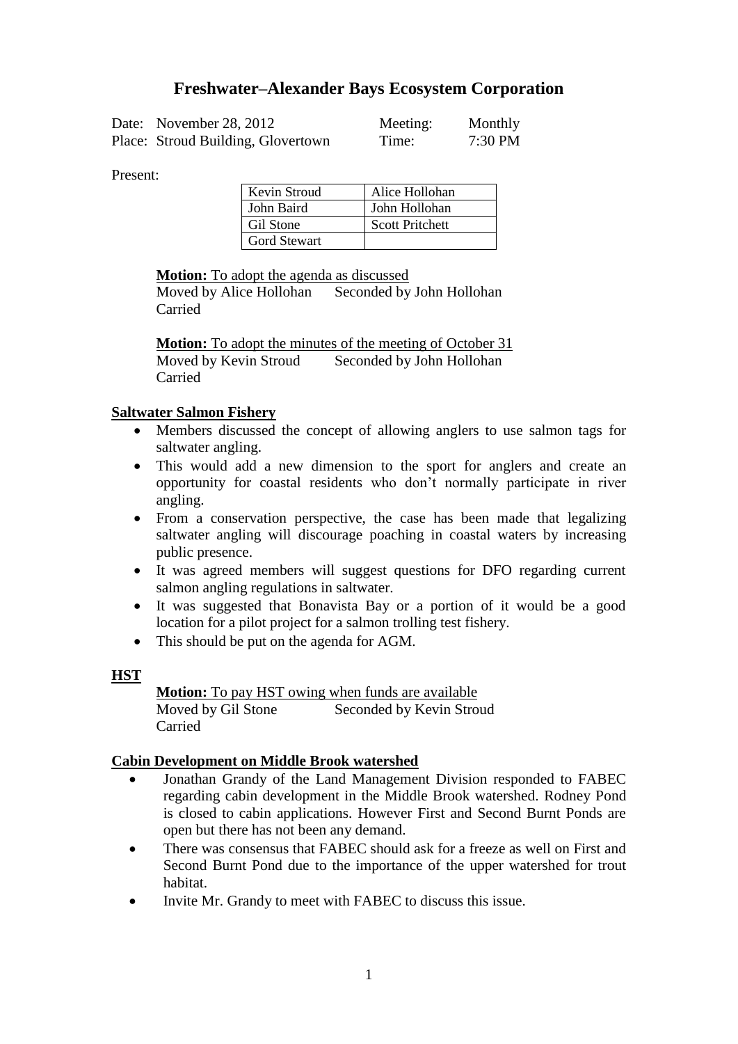# Freshwater–Alexander Bays Ecosystem Corporation

| Date: November 28, 2012 | Meeting: | Monthly |
|---|---|---|
| Place: Stroud Building, Glovertown | Time: | 7:30 PM |

Present:

| | |
|---|---|
| Kevin Stroud | Alice Hollohan |
| John Baird | John Hollohan |
| Gil Stone | Scott Pritchett |
| Gord Stewart | |

**Motion:** To adopt the agenda as discussed
Moved by Alice Hollohan Seconded by John Hollohan
Carried

**Motion:** To adopt the minutes of the meeting of October 31
Moved by Kevin Stroud Seconded by John Hollohan
Carried

## Saltwater Salmon Fishery

- Members discussed the concept of allowing anglers to use salmon tags for saltwater angling.
- This would add a new dimension to the sport for anglers and create an opportunity for coastal residents who don't normally participate in river angling.
- From a conservation perspective, the case has been made that legalizing saltwater angling will discourage poaching in coastal waters by increasing public presence.
- It was agreed members will suggest questions for DFO regarding current salmon angling regulations in saltwater.
- It was suggested that Bonavista Bay or a portion of it would be a good location for a pilot project for a salmon trolling test fishery.
- This should be put on the agenda for AGM.

## HST

**Motion:** To pay HST owing when funds are available
Moved by Gil Stone Seconded by Kevin Stroud
Carried

## Cabin Development on Middle Brook watershed

- Jonathan Grandy of the Land Management Division responded to FABEC regarding cabin development in the Middle Brook watershed. Rodney Pond is closed to cabin applications. However First and Second Burnt Ponds are open but there has not been any demand.
- There was consensus that FABEC should ask for a freeze as well on First and Second Burnt Pond due to the importance of the upper watershed for trout habitat.
- Invite Mr. Grandy to meet with FABEC to discuss this issue.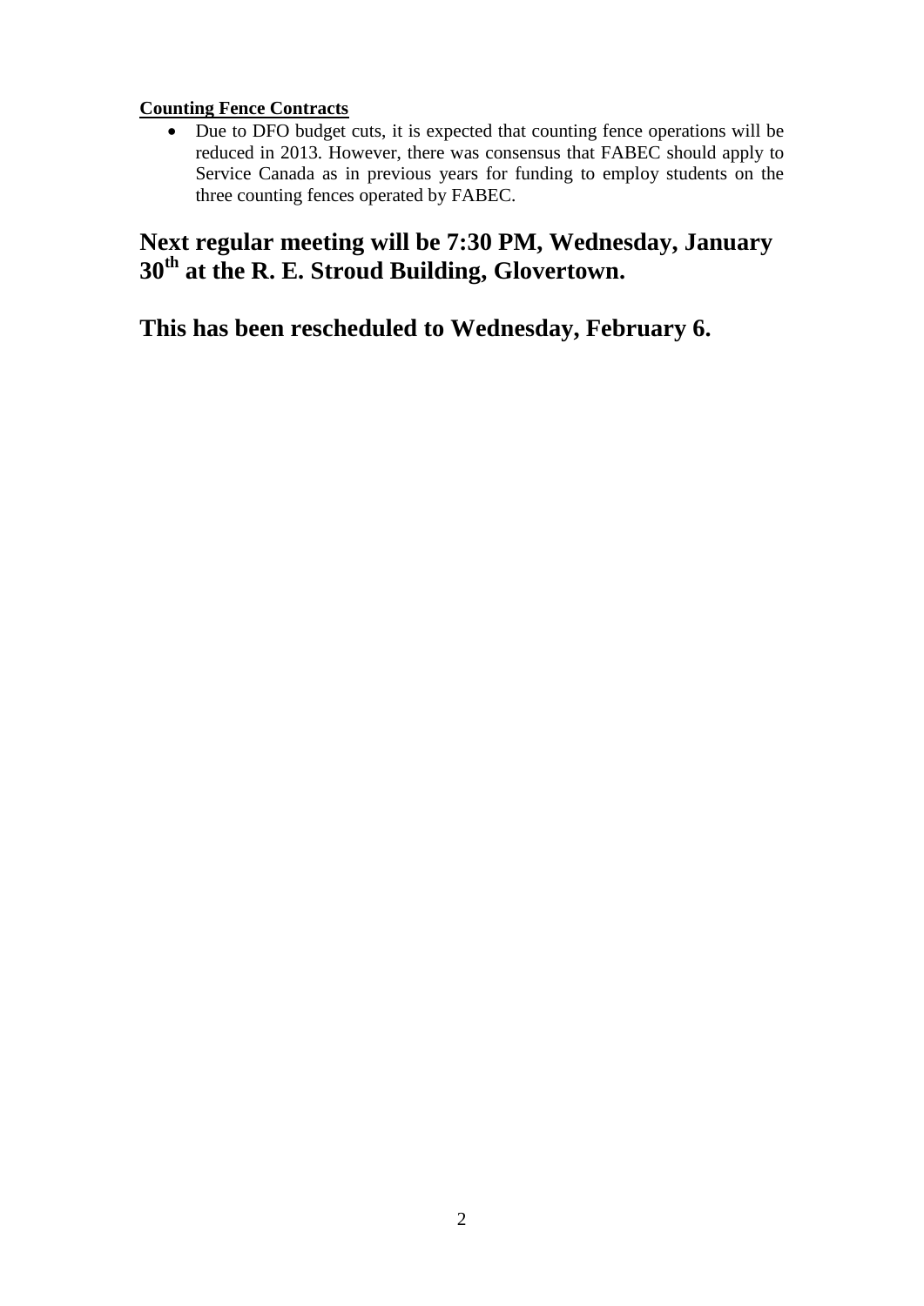**Counting Fence Contracts**

- Due to DFO budget cuts, it is expected that counting fence operations will be reduced in 2013. However, there was consensus that FABEC should apply to Service Canada as in previous years for funding to employ students on the three counting fences operated by FABEC.

## Next regular meeting will be 7:30 PM, Wednesday, January 30th at the R. E. Stroud Building, Glovertown.

## This has been rescheduled to Wednesday, February 6.